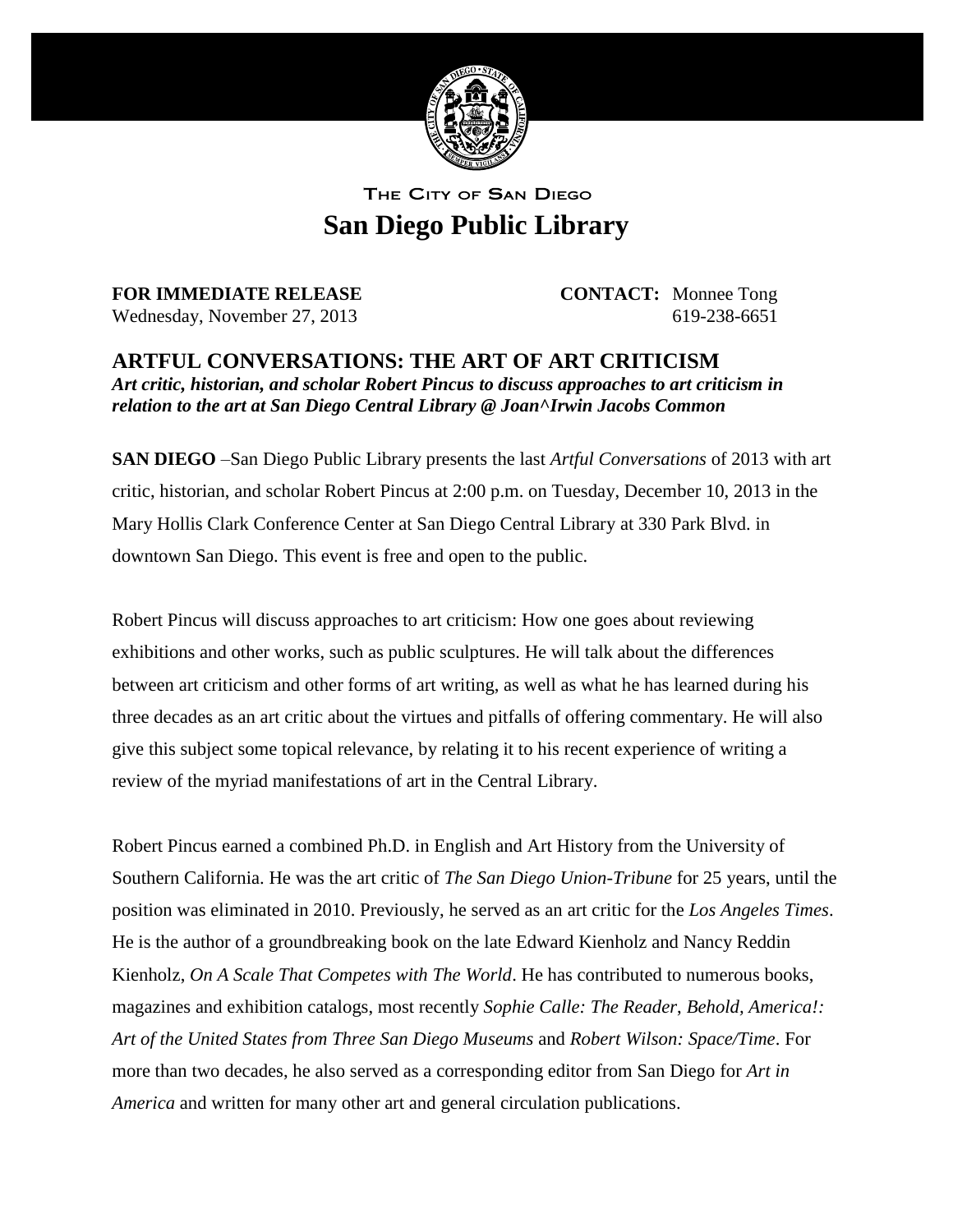THE CITY OF SAN DIEGO

# San Diego Public Library

**FOR IMMEDIATE RELEASE**
Wednesday, November 27, 2013

**CONTACT:** Monnee Tong
619-238-6651

## ARTFUL CONVERSATIONS: THE ART OF ART CRITICISM

***Art critic, historian, and scholar Robert Pincus to discuss approaches to art criticism in relation to the art at San Diego Central Library @ Joan^Irwin Jacobs Common***

**SAN DIEGO** –San Diego Public Library presents the last *Artful Conversations* of 2013 with art critic, historian, and scholar Robert Pincus at 2:00 p.m. on Tuesday, December 10, 2013 in the Mary Hollis Clark Conference Center at San Diego Central Library at 330 Park Blvd. in downtown San Diego. This event is free and open to the public.

Robert Pincus will discuss approaches to art criticism: How one goes about reviewing exhibitions and other works, such as public sculptures. He will talk about the differences between art criticism and other forms of art writing, as well as what he has learned during his three decades as an art critic about the virtues and pitfalls of offering commentary. He will also give this subject some topical relevance, by relating it to his recent experience of writing a review of the myriad manifestations of art in the Central Library.

Robert Pincus earned a combined Ph.D. in English and Art History from the University of Southern California. He was the art critic of *The San Diego Union-Tribune* for 25 years, until the position was eliminated in 2010. Previously, he served as an art critic for the *Los Angeles Times*. He is the author of a groundbreaking book on the late Edward Kienholz and Nancy Reddin Kienholz, *On A Scale That Competes with The World*. He has contributed to numerous books, magazines and exhibition catalogs, most recently *Sophie Calle: The Reader, Behold, America!: Art of the United States from Three San Diego Museums* and *Robert Wilson: Space/Time*. For more than two decades, he also served as a corresponding editor from San Diego for *Art in America* and written for many other art and general circulation publications.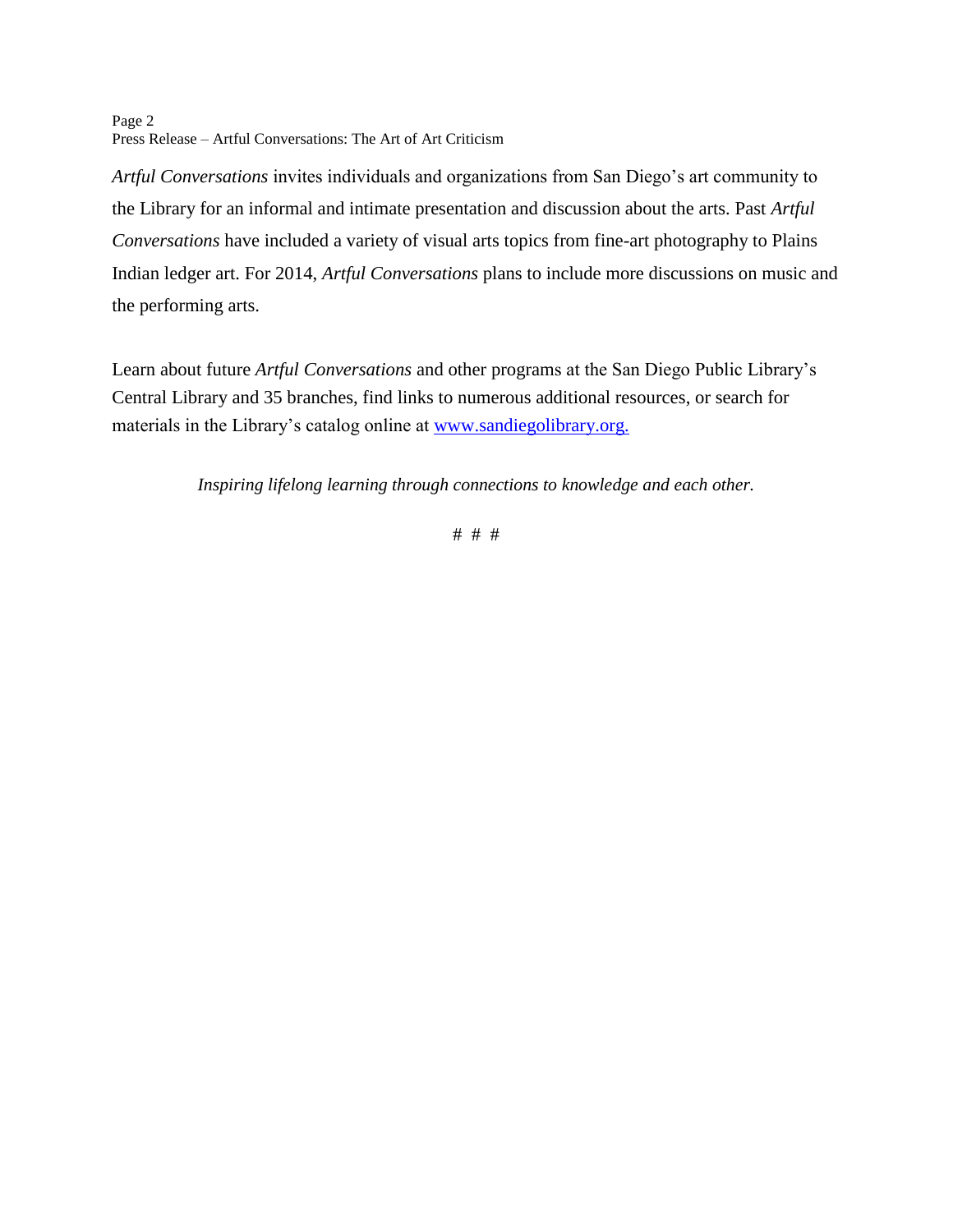*Artful Conversations* invites individuals and organizations from San Diego's art community to the Library for an informal and intimate presentation and discussion about the arts. Past *Artful Conversations* have included a variety of visual arts topics from fine-art photography to Plains Indian ledger art. For 2014, *Artful Conversations* plans to include more discussions on music and the performing arts.

Learn about future *Artful Conversations* and other programs at the San Diego Public Library's Central Library and 35 branches, find links to numerous additional resources, or search for materials in the Library's catalog online at [www.sandiegolibrary.org.](http://www.sandiegolibrary.org)

*Inspiring lifelong learning through connections to knowledge and each other.*

# # #